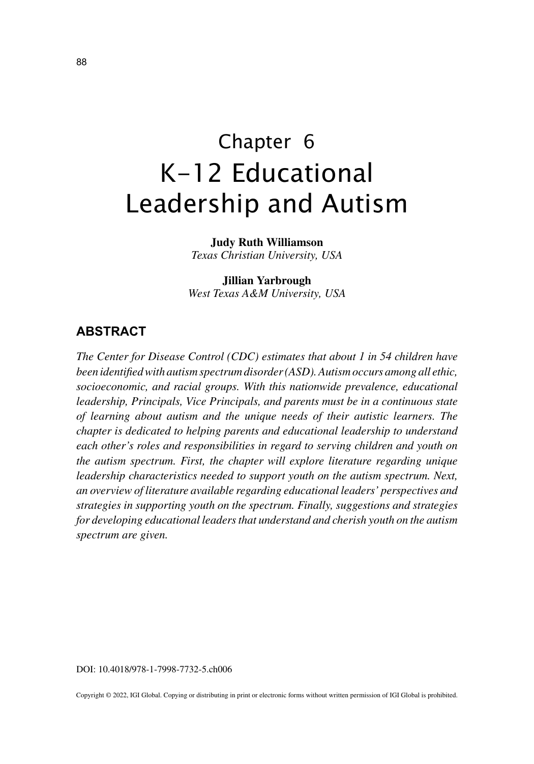# Chapter 6
# K-12 Educational Leadership and Autism

**Judy Ruth Williamson**
*Texas Christian University, USA*

**Jillian Yarbrough**
*West Texas A&M University, USA*

## ABSTRACT

*The Center for Disease Control (CDC) estimates that about 1 in 54 children have been identified with autism spectrum disorder (ASD). Autism occurs among all ethic, socioeconomic, and racial groups. With this nationwide prevalence, educational leadership, Principals, Vice Principals, and parents must be in a continuous state of learning about autism and the unique needs of their autistic learners. The chapter is dedicated to helping parents and educational leadership to understand each other's roles and responsibilities in regard to serving children and youth on the autism spectrum. First, the chapter will explore literature regarding unique leadership characteristics needed to support youth on the autism spectrum. Next, an overview of literature available regarding educational leaders' perspectives and strategies in supporting youth on the spectrum. Finally, suggestions and strategies for developing educational leaders that understand and cherish youth on the autism spectrum are given.*

DOI: 10.4018/978-1-7998-7732-5.ch006

Copyright © 2022, IGI Global. Copying or distributing in print or electronic forms without written permission of IGI Global is prohibited.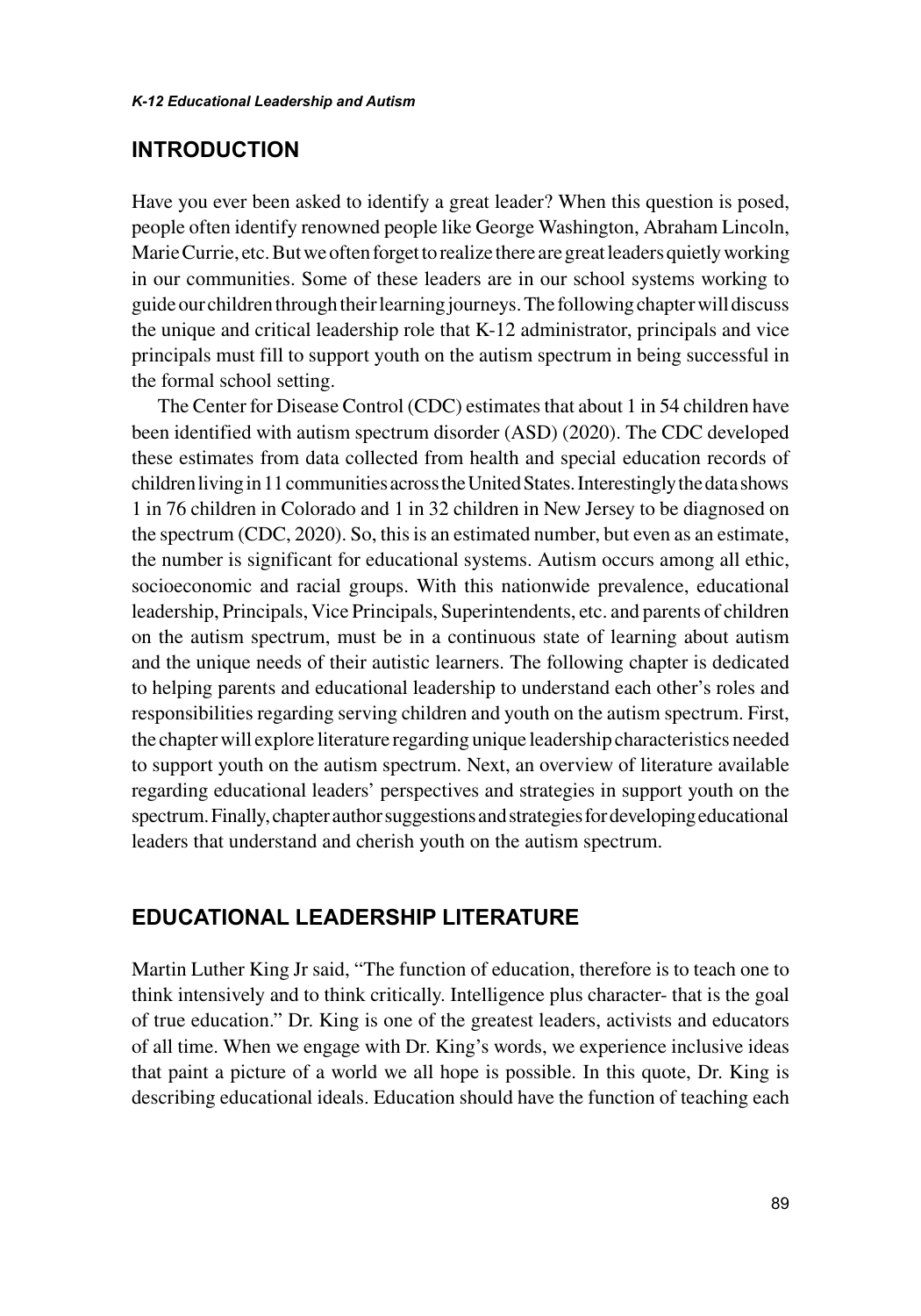## INTRODUCTION

Have you ever been asked to identify a great leader? When this question is posed, people often identify renowned people like George Washington, Abraham Lincoln, Marie Currie, etc. But we often forget to realize there are great leaders quietly working in our communities. Some of these leaders are in our school systems working to guide our children through their learning journeys. The following chapter will discuss the unique and critical leadership role that K-12 administrator, principals and vice principals must fill to support youth on the autism spectrum in being successful in the formal school setting.

The Center for Disease Control (CDC) estimates that about 1 in 54 children have been identified with autism spectrum disorder (ASD) (2020). The CDC developed these estimates from data collected from health and special education records of children living in 11 communities across the United States. Interestingly the data shows 1 in 76 children in Colorado and 1 in 32 children in New Jersey to be diagnosed on the spectrum (CDC, 2020). So, this is an estimated number, but even as an estimate, the number is significant for educational systems. Autism occurs among all ethic, socioeconomic and racial groups. With this nationwide prevalence, educational leadership, Principals, Vice Principals, Superintendents, etc. and parents of children on the autism spectrum, must be in a continuous state of learning about autism and the unique needs of their autistic learners. The following chapter is dedicated to helping parents and educational leadership to understand each other's roles and responsibilities regarding serving children and youth on the autism spectrum. First, the chapter will explore literature regarding unique leadership characteristics needed to support youth on the autism spectrum. Next, an overview of literature available regarding educational leaders' perspectives and strategies in support youth on the spectrum. Finally, chapter author suggestions and strategies for developing educational leaders that understand and cherish youth on the autism spectrum.

## EDUCATIONAL LEADERSHIP LITERATURE

Martin Luther King Jr said, "The function of education, therefore is to teach one to think intensively and to think critically. Intelligence plus character- that is the goal of true education." Dr. King is one of the greatest leaders, activists and educators of all time. When we engage with Dr. King's words, we experience inclusive ideas that paint a picture of a world we all hope is possible. In this quote, Dr. King is describing educational ideals. Education should have the function of teaching each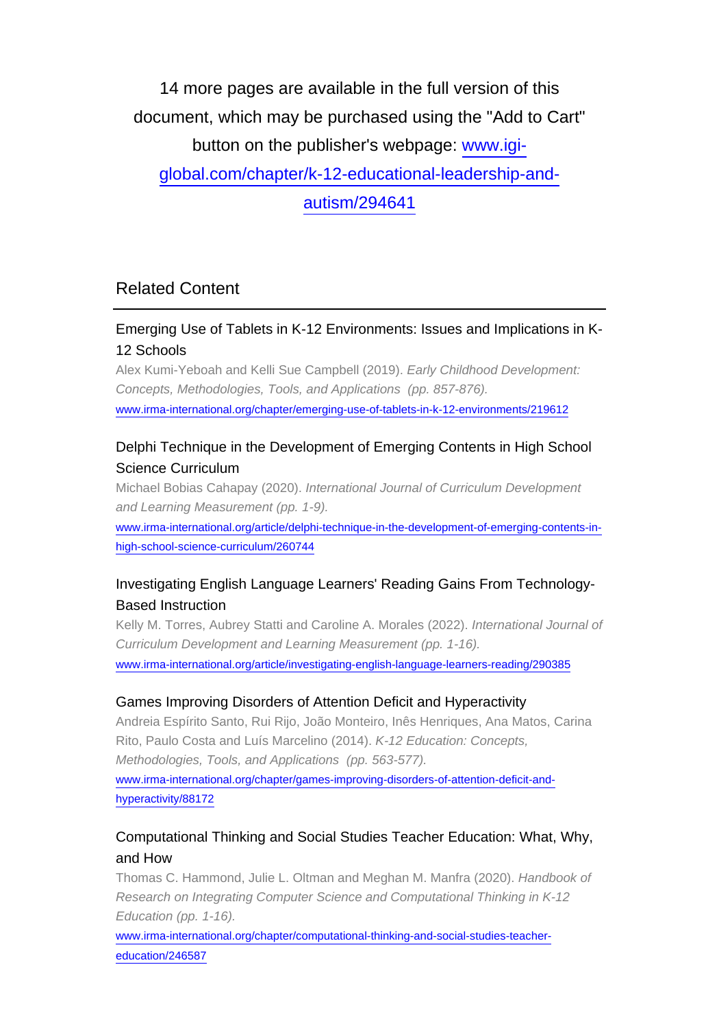14 more pages are available in the full version of this document, which may be purchased using the "Add to Cart" button on the publisher's webpage: www.igi-global.com/chapter/k-12-educational-leadership-and-autism/294641

## Related Content

### Emerging Use of Tablets in K-12 Environments: Issues and Implications in K-12 Schools

Alex Kumi-Yeboah and Kelli Sue Campbell (2019). *Early Childhood Development: Concepts, Methodologies, Tools, and Applications (pp. 857-876).*

www.irma-international.org/chapter/emerging-use-of-tablets-in-k-12-environments/219612

### Delphi Technique in the Development of Emerging Contents in High School Science Curriculum

Michael Bobias Cahapay (2020). *International Journal of Curriculum Development and Learning Measurement (pp. 1-9).*

www.irma-international.org/article/delphi-technique-in-the-development-of-emerging-contents-in-high-school-science-curriculum/260744

### Investigating English Language Learners' Reading Gains From Technology-Based Instruction

Kelly M. Torres, Aubrey Statti and Caroline A. Morales (2022). *International Journal of Curriculum Development and Learning Measurement (pp. 1-16).*

www.irma-international.org/article/investigating-english-language-learners-reading/290385

### Games Improving Disorders of Attention Deficit and Hyperactivity

Andreia Espírito Santo, Rui Rijo, João Monteiro, Inês Henriques, Ana Matos, Carina Rito, Paulo Costa and Luís Marcelino (2014). *K-12 Education: Concepts, Methodologies, Tools, and Applications (pp. 563-577).*

www.irma-international.org/chapter/games-improving-disorders-of-attention-deficit-and-hyperactivity/88172

### Computational Thinking and Social Studies Teacher Education: What, Why, and How

Thomas C. Hammond, Julie L. Oltman and Meghan M. Manfra (2020). *Handbook of Research on Integrating Computer Science and Computational Thinking in K-12 Education (pp. 1-16).*

www.irma-international.org/chapter/computational-thinking-and-social-studies-teacher-education/246587